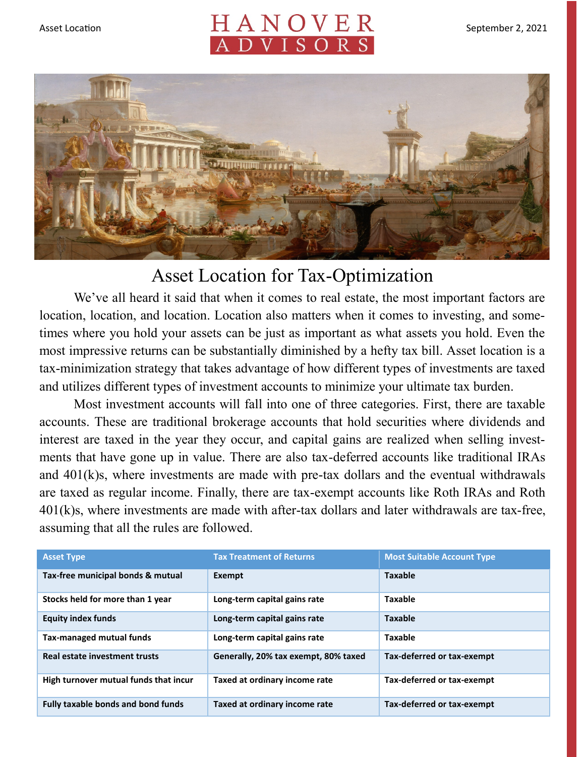# Asset Location for Tax-Optimization

We've all heard it said that when it comes to real estate, the most important factors are location, location, and location. Location also matters when it comes to investing, and sometimes where you hold your assets can be just as important as what assets you hold. Even the most impressive returns can be substantially diminished by a hefty tax bill. Asset location is a tax-minimization strategy that takes advantage of how different types of investments are taxed and utilizes different types of investment accounts to minimize your ultimate tax burden.

Most investment accounts will fall into one of three categories. First, there are taxable accounts. These are traditional brokerage accounts that hold securities where dividends and interest are taxed in the year they occur, and capital gains are realized when selling investments that have gone up in value. There are also tax-deferred accounts like traditional IRAs and 401(k)s, where investments are made with pre-tax dollars and the eventual withdrawals are taxed as regular income. Finally, there are tax-exempt accounts like Roth IRAs and Roth 401(k)s, where investments are made with after-tax dollars and later withdrawals are tax-free, assuming that all the rules are followed.

| Asset Type | Tax Treatment of Returns | Most Suitable Account Type |
|---|---|---|
| **Tax-free municipal bonds & mutual** | **Exempt** | **Taxable** |
| **Stocks held for more than 1 year** | **Long-term capital gains rate** | **Taxable** |
| **Equity index funds** | **Long-term capital gains rate** | **Taxable** |
| **Tax-managed mutual funds** | **Long-term capital gains rate** | **Taxable** |
| **Real estate investment trusts** | **Generally, 20% tax exempt, 80% taxed** | **Tax-deferred or tax-exempt** |
| **High turnover mutual funds that incur** | **Taxed at ordinary income rate** | **Tax-deferred or tax-exempt** |
| **Fully taxable bonds and bond funds** | **Taxed at ordinary income rate** | **Tax-deferred or tax-exempt** |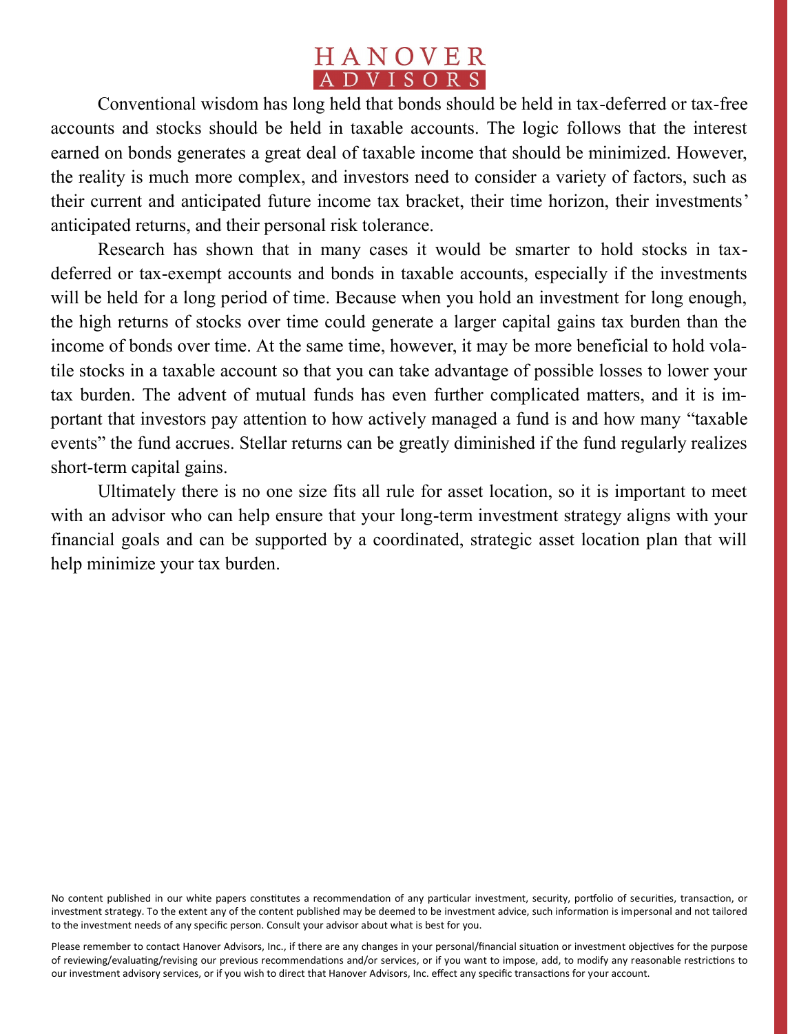Conventional wisdom has long held that bonds should be held in tax-deferred or tax-free accounts and stocks should be held in taxable accounts. The logic follows that the interest earned on bonds generates a great deal of taxable income that should be minimized. However, the reality is much more complex, and investors need to consider a variety of factors, such as their current and anticipated future income tax bracket, their time horizon, their investments' anticipated returns, and their personal risk tolerance.

Research has shown that in many cases it would be smarter to hold stocks in tax-deferred or tax-exempt accounts and bonds in taxable accounts, especially if the investments will be held for a long period of time. Because when you hold an investment for long enough, the high returns of stocks over time could generate a larger capital gains tax burden than the income of bonds over time. At the same time, however, it may be more beneficial to hold volatile stocks in a taxable account so that you can take advantage of possible losses to lower your tax burden. The advent of mutual funds has even further complicated matters, and it is important that investors pay attention to how actively managed a fund is and how many "taxable events" the fund accrues. Stellar returns can be greatly diminished if the fund regularly realizes short-term capital gains.

Ultimately there is no one size fits all rule for asset location, so it is important to meet with an advisor who can help ensure that your long-term investment strategy aligns with your financial goals and can be supported by a coordinated, strategic asset location plan that will help minimize your tax burden.

No content published in our white papers constitutes a recommendation of any particular investment, security, portfolio of securities, transaction, or investment strategy. To the extent any of the content published may be deemed to be investment advice, such information is impersonal and not tailored to the investment needs of any specific person. Consult your advisor about what is best for you.

Please remember to contact Hanover Advisors, Inc., if there are any changes in your personal/financial situation or investment objectives for the purpose of reviewing/evaluating/revising our previous recommendations and/or services, or if you want to impose, add, to modify any reasonable restrictions to our investment advisory services, or if you wish to direct that Hanover Advisors, Inc. effect any specific transactions for your account.